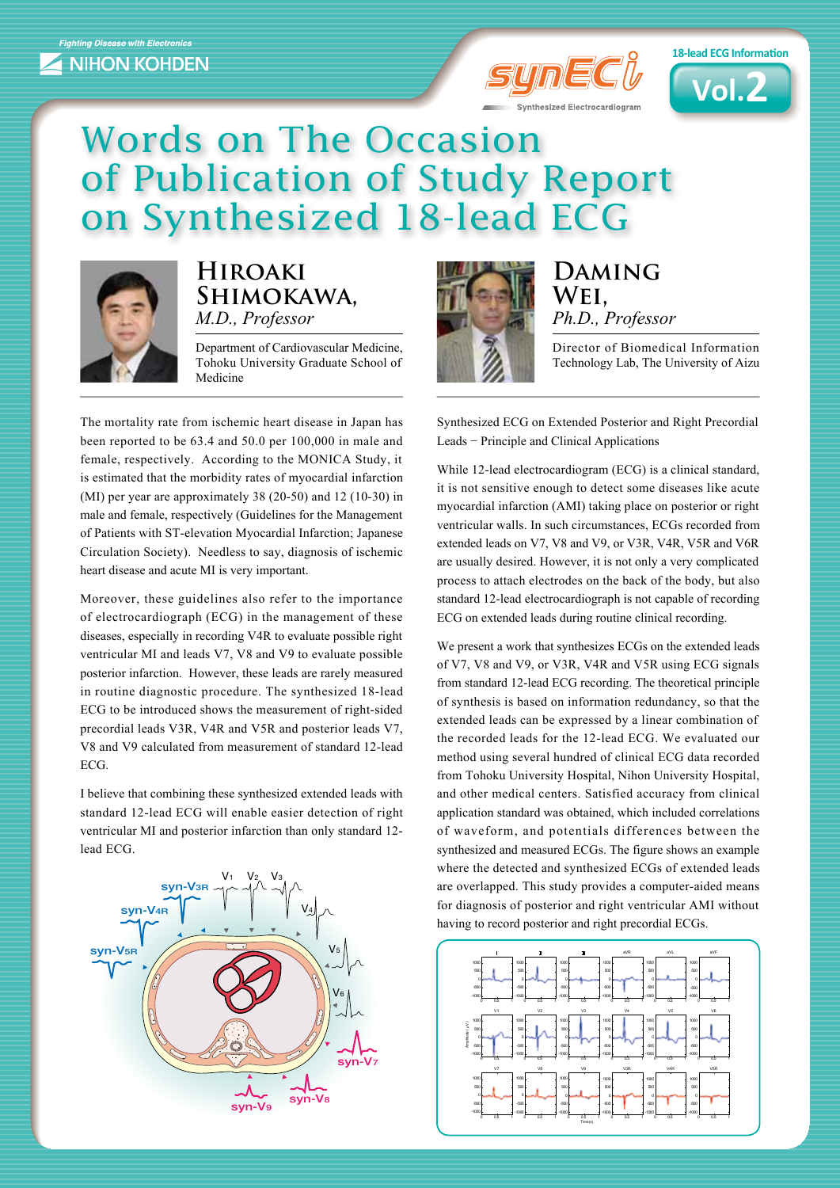Fighting Disease with Electronics

NIHON KOHDEN

synECi

Synthesized Electrocardiogram

18-lead ECG Information

Vol.2

# Words on The Occasion of Publication of Study Report on Synthesized 18-lead ECG

## Hiroaki Shimokawa,
*M.D., Professor*

Department of Cardiovascular Medicine, Tohoku University Graduate School of Medicine

The mortality rate from ischemic heart disease in Japan has been reported to be 63.4 and 50.0 per 100,000 in male and female, respectively. According to the MONICA Study, it is estimated that the morbidity rates of myocardial infarction (MI) per year are approximately 38 (20-50) and 12 (10-30) in male and female, respectively (Guidelines for the Management of Patients with ST-elevation Myocardial Infarction; Japanese Circulation Society). Needless to say, diagnosis of ischemic heart disease and acute MI is very important.

Moreover, these guidelines also refer to the importance of electrocardiograph (ECG) in the management of these diseases, especially in recording V4R to evaluate possible right ventricular MI and leads V7, V8 and V9 to evaluate possible posterior infarction. However, these leads are rarely measured in routine diagnostic procedure. The synthesized 18-lead ECG to be introduced shows the measurement of right-sided precordial leads V3R, V4R and V5R and posterior leads V7, V8 and V9 calculated from measurement of standard 12-lead ECG.

I believe that combining these synthesized extended leads with standard 12-lead ECG will enable easier detection of right ventricular MI and posterior infarction than only standard 12-lead ECG.

## Daming Wei,
*Ph.D., Professor*

Director of Biomedical Information Technology Lab, The University of Aizu

Synthesized ECG on Extended Posterior and Right Precordial Leads − Principle and Clinical Applications

While 12-lead electrocardiogram (ECG) is a clinical standard, it is not sensitive enough to detect some diseases like acute myocardial infarction (AMI) taking place on posterior or right ventricular walls. In such circumstances, ECGs recorded from extended leads on V7, V8 and V9, or V3R, V4R, V5R and V6R are usually desired. However, it is not only a very complicated process to attach electrodes on the back of the body, but also standard 12-lead electrocardiograph is not capable of recording ECG on extended leads during routine clinical recording.

We present a work that synthesizes ECGs on the extended leads of V7, V8 and V9, or V3R, V4R and V5R using ECG signals from standard 12-lead ECG recording. The theoretical principle of synthesis is based on information redundancy, so that the extended leads can be expressed by a linear combination of the recorded leads for the 12-lead ECG. We evaluated our method using several hundred of clinical ECG data recorded from Tohoku University Hospital, Nihon University Hospital, and other medical centers. Satisfied accuracy from clinical application standard was obtained, which included correlations of waveform, and potentials differences between the synthesized and measured ECGs. The figure shows an example where the detected and synthesized ECGs of extended leads are overlapped. This study provides a computer-aided means for diagnosis of posterior and right ventricular AMI without having to record posterior and right precordial ECGs.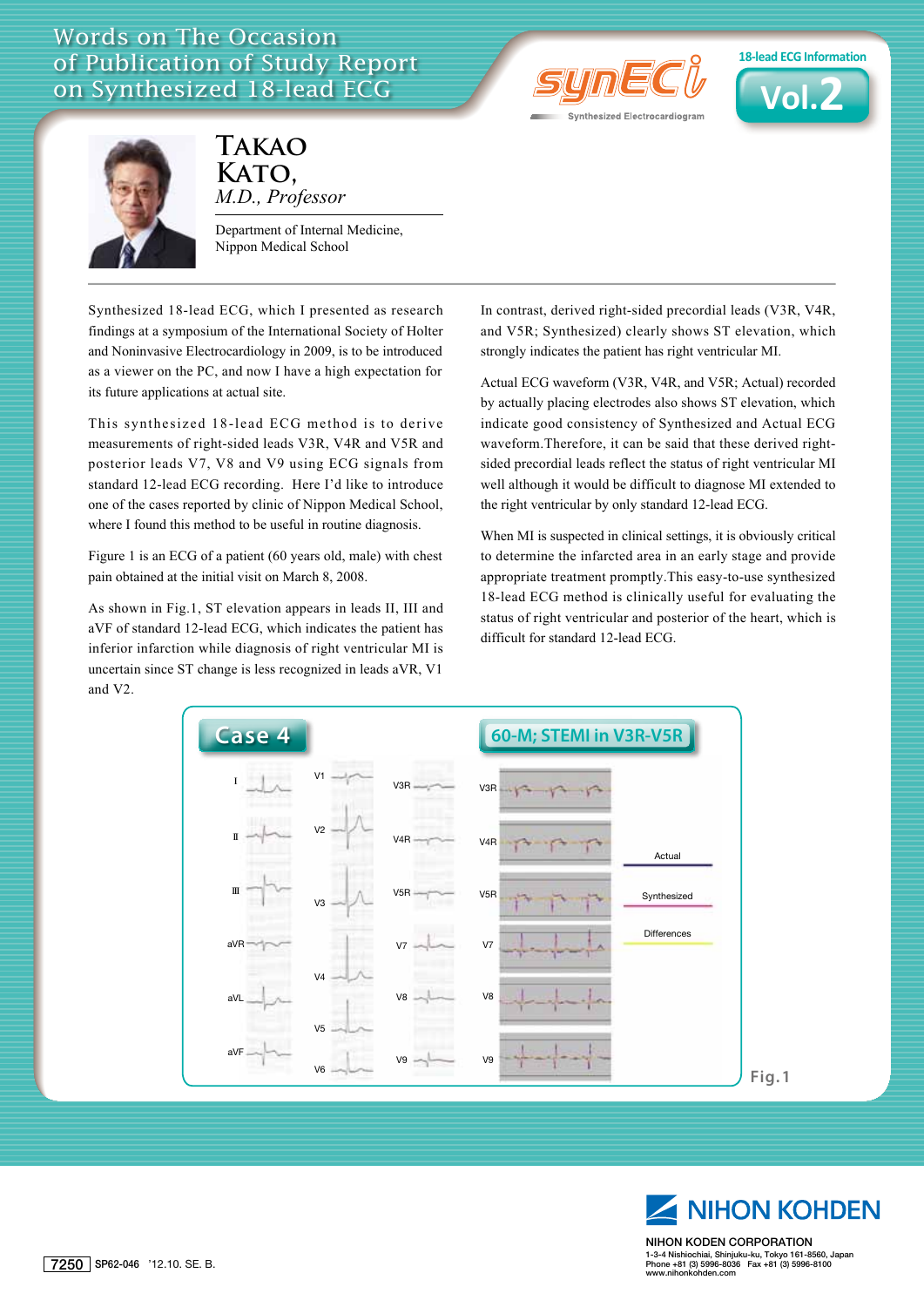# Words on The Occasion of Publication of Study Report on Synthesized 18-lead ECG

synECi — Synthesized Electrocardiogram

18-lead ECG Information **Vol.2**

## TAKAO KATO,

*M.D., Professor*

Department of Internal Medicine,
Nippon Medical School

Synthesized 18-lead ECG, which I presented as research findings at a symposium of the International Society of Holter and Noninvasive Electrocardiology in 2009, is to be introduced as a viewer on the PC, and now I have a high expectation for its future applications at actual site.

This synthesized 18-lead ECG method is to derive measurements of right-sided leads V3R, V4R and V5R and posterior leads V7, V8 and V9 using ECG signals from standard 12-lead ECG recording. Here I'd like to introduce one of the cases reported by clinic of Nippon Medical School, where I found this method to be useful in routine diagnosis.

Figure 1 is an ECG of a patient (60 years old, male) with chest pain obtained at the initial visit on March 8, 2008.

As shown in Fig.1, ST elevation appears in leads II, III and aVF of standard 12-lead ECG, which indicates the patient has inferior infarction while diagnosis of right ventricular MI is uncertain since ST change is less recognized in leads aVR, V1 and V2.

In contrast, derived right-sided precordial leads (V3R, V4R, and V5R; Synthesized) clearly shows ST elevation, which strongly indicates the patient has right ventricular MI.

Actual ECG waveform (V3R, V4R, and V5R; Actual) recorded by actually placing electrodes also shows ST elevation, which indicate good consistency of Synthesized and Actual ECG waveform. Therefore, it can be said that these derived right-sided precordial leads reflect the status of right ventricular MI well although it would be difficult to diagnose MI extended to the right ventricular by only standard 12-lead ECG.

When MI is suspected in clinical settings, it is obviously critical to determine the infarcted area in an early stage and provide appropriate treatment promptly. This easy-to-use synthesized 18-lead ECG method is clinically useful for evaluating the status of right ventricular and posterior of the heart, which is difficult for standard 12-lead ECG.

**Case 4**

**60-M; STEMI in V3R-V5R**

I
II
III
aVR
aVL
aVF
V1
V2
V3
V4
V5
V6
V3R
V4R
V5R
V7
V8
V9

V3R
V4R
V5R
V7
V8
V9

Actual
Synthesized
Differences

Fig.1

**NIHON KOHDEN**

NIHON KOHDEN CORPORATION
1-3-4 Nishiochiai, Shinjuku-ku, Tokyo 161-8560, Japan
Phone +81 (3) 5996-8036 Fax +81 (3) 5996-8100
www.nihonkohden.com

7250 SP62-046 '12.10. SE. B.